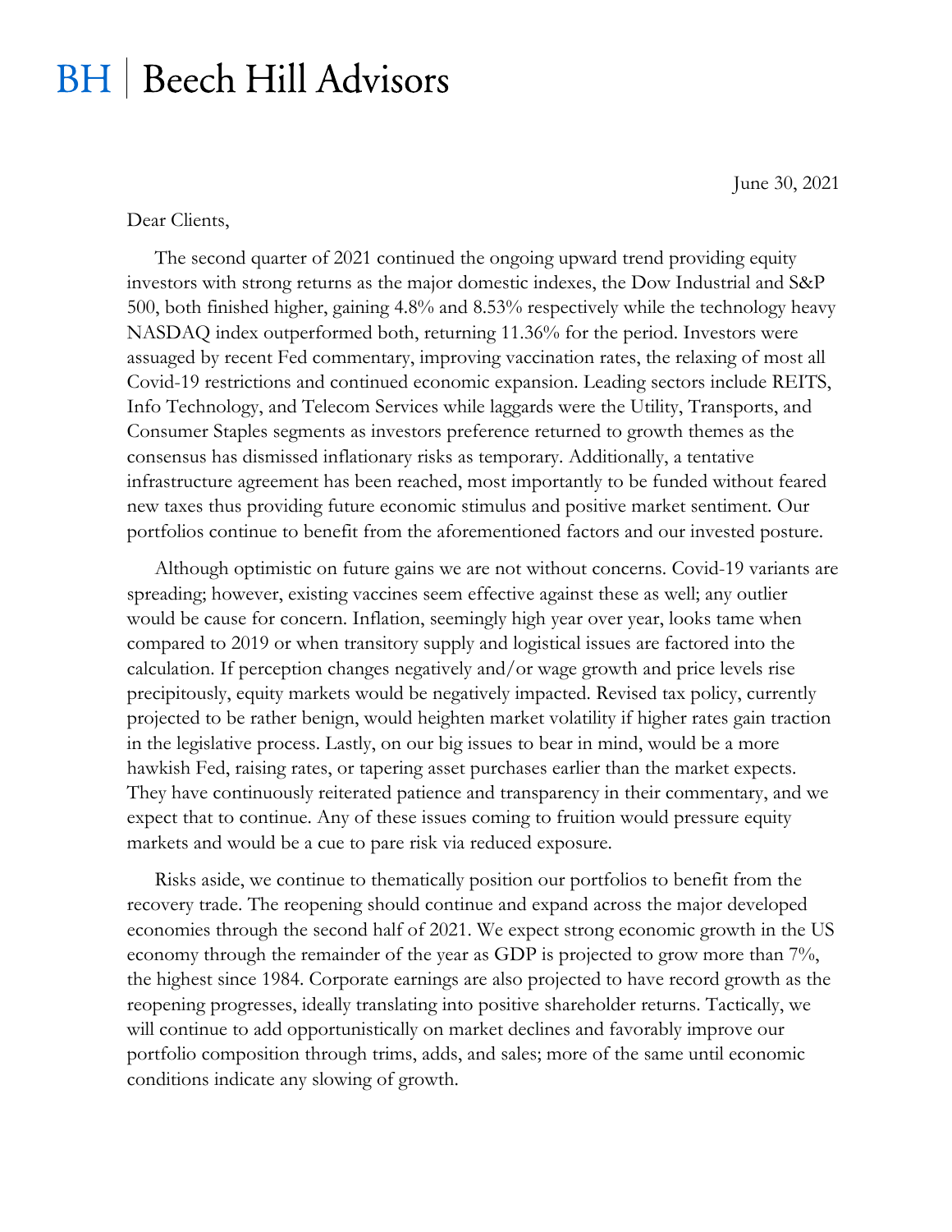# BH | Beech Hill Advisors

June 30, 2021

Dear Clients,

The second quarter of 2021 continued the ongoing upward trend providing equity investors with strong returns as the major domestic indexes, the Dow Industrial and S&P 500, both finished higher, gaining 4.8% and 8.53% respectively while the technology heavy NASDAQ index outperformed both, returning 11.36% for the period. Investors were assuaged by recent Fed commentary, improving vaccination rates, the relaxing of most all Covid-19 restrictions and continued economic expansion. Leading sectors include REITS, Info Technology, and Telecom Services while laggards were the Utility, Transports, and Consumer Staples segments as investors preference returned to growth themes as the consensus has dismissed inflationary risks as temporary. Additionally, a tentative infrastructure agreement has been reached, most importantly to be funded without feared new taxes thus providing future economic stimulus and positive market sentiment. Our portfolios continue to benefit from the aforementioned factors and our invested posture.

Although optimistic on future gains we are not without concerns. Covid-19 variants are spreading; however, existing vaccines seem effective against these as well; any outlier would be cause for concern. Inflation, seemingly high year over year, looks tame when compared to 2019 or when transitory supply and logistical issues are factored into the calculation. If perception changes negatively and/or wage growth and price levels rise precipitously, equity markets would be negatively impacted. Revised tax policy, currently projected to be rather benign, would heighten market volatility if higher rates gain traction in the legislative process. Lastly, on our big issues to bear in mind, would be a more hawkish Fed, raising rates, or tapering asset purchases earlier than the market expects. They have continuously reiterated patience and transparency in their commentary, and we expect that to continue. Any of these issues coming to fruition would pressure equity markets and would be a cue to pare risk via reduced exposure.

Risks aside, we continue to thematically position our portfolios to benefit from the recovery trade. The reopening should continue and expand across the major developed economies through the second half of 2021. We expect strong economic growth in the US economy through the remainder of the year as GDP is projected to grow more than 7%, the highest since 1984. Corporate earnings are also projected to have record growth as the reopening progresses, ideally translating into positive shareholder returns. Tactically, we will continue to add opportunistically on market declines and favorably improve our portfolio composition through trims, adds, and sales; more of the same until economic conditions indicate any slowing of growth.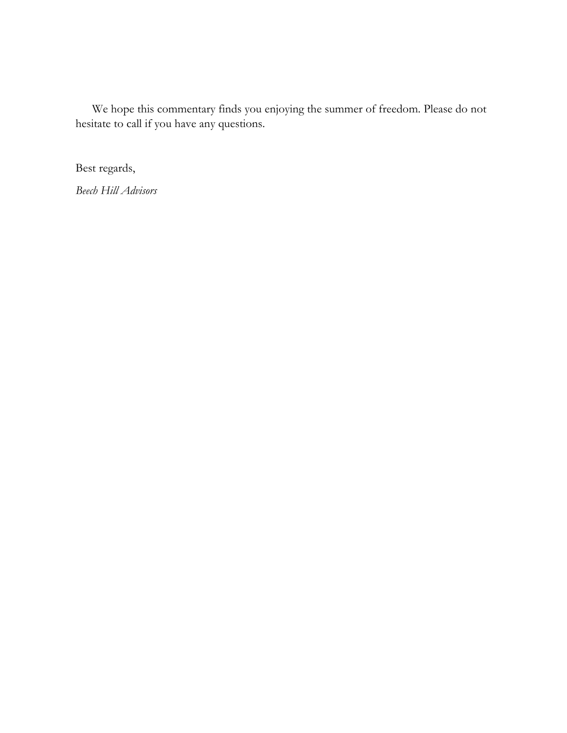We hope this commentary finds you enjoying the summer of freedom. Please do not hesitate to call if you have any questions.

Best regards,

*Beech Hill Advisors*